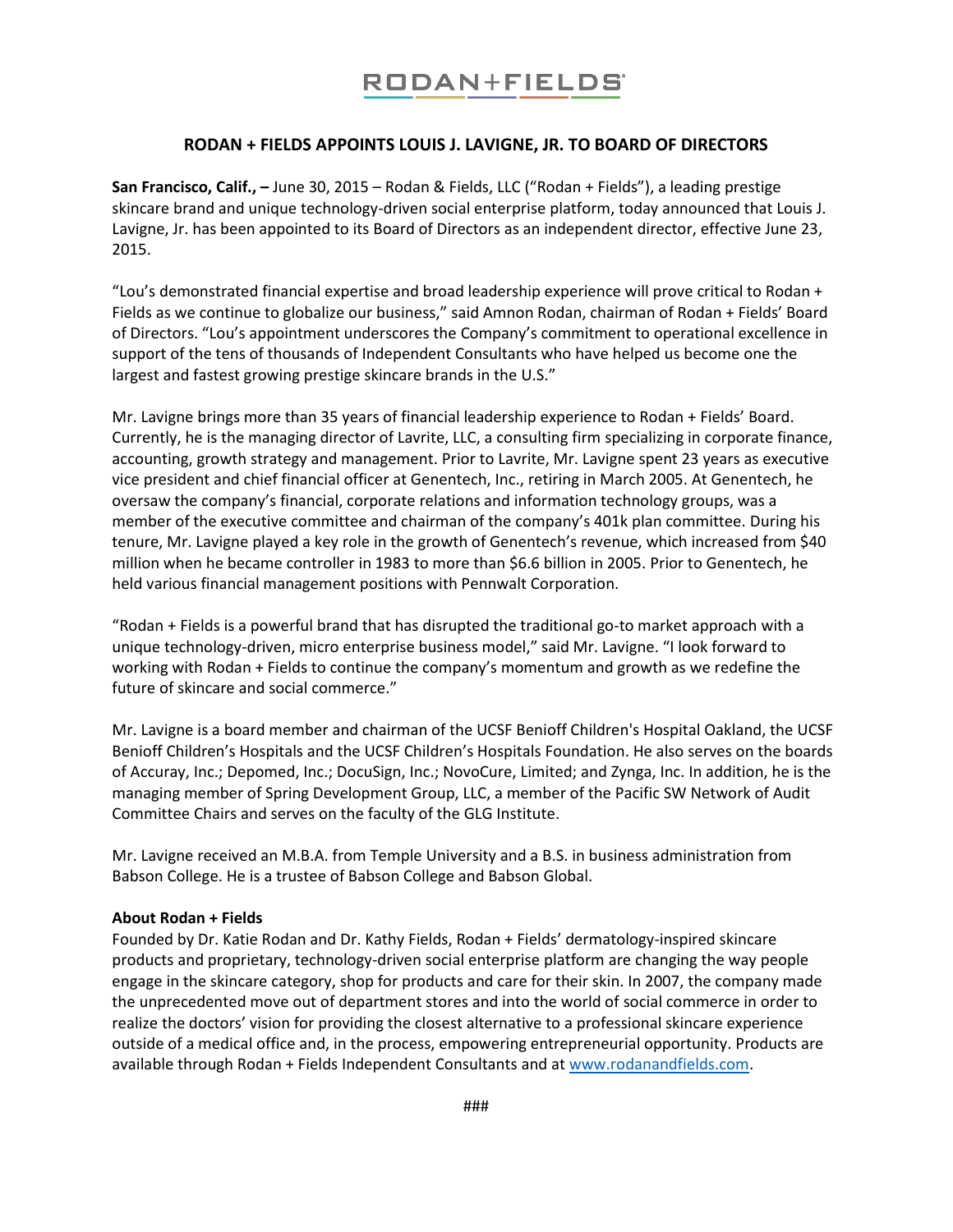RODAN+FIELDS

# RODAN + FIELDS APPOINTS LOUIS J. LAVIGNE, JR. TO BOARD OF DIRECTORS

**San Francisco, Calif., –** June 30, 2015 – Rodan & Fields, LLC ("Rodan + Fields"), a leading prestige skincare brand and unique technology-driven social enterprise platform, today announced that Louis J. Lavigne, Jr. has been appointed to its Board of Directors as an independent director, effective June 23, 2015.

"Lou's demonstrated financial expertise and broad leadership experience will prove critical to Rodan + Fields as we continue to globalize our business," said Amnon Rodan, chairman of Rodan + Fields' Board of Directors. "Lou's appointment underscores the Company's commitment to operational excellence in support of the tens of thousands of Independent Consultants who have helped us become one the largest and fastest growing prestige skincare brands in the U.S."

Mr. Lavigne brings more than 35 years of financial leadership experience to Rodan + Fields' Board. Currently, he is the managing director of Lavrite, LLC, a consulting firm specializing in corporate finance, accounting, growth strategy and management. Prior to Lavrite, Mr. Lavigne spent 23 years as executive vice president and chief financial officer at Genentech, Inc., retiring in March 2005. At Genentech, he oversaw the company's financial, corporate relations and information technology groups, was a member of the executive committee and chairman of the company's 401k plan committee. During his tenure, Mr. Lavigne played a key role in the growth of Genentech's revenue, which increased from $40 million when he became controller in 1983 to more than $6.6 billion in 2005. Prior to Genentech, he held various financial management positions with Pennwalt Corporation.

"Rodan + Fields is a powerful brand that has disrupted the traditional go-to market approach with a unique technology-driven, micro enterprise business model," said Mr. Lavigne. "I look forward to working with Rodan + Fields to continue the company's momentum and growth as we redefine the future of skincare and social commerce."

Mr. Lavigne is a board member and chairman of the UCSF Benioff Children's Hospital Oakland, the UCSF Benioff Children's Hospitals and the UCSF Children's Hospitals Foundation. He also serves on the boards of Accuray, Inc.; Depomed, Inc.; DocuSign, Inc.; NovoCure, Limited; and Zynga, Inc. In addition, he is the managing member of Spring Development Group, LLC, a member of the Pacific SW Network of Audit Committee Chairs and serves on the faculty of the GLG Institute.

Mr. Lavigne received an M.B.A. from Temple University and a B.S. in business administration from Babson College. He is a trustee of Babson College and Babson Global.

**About Rodan + Fields**

Founded by Dr. Katie Rodan and Dr. Kathy Fields, Rodan + Fields' dermatology-inspired skincare products and proprietary, technology-driven social enterprise platform are changing the way people engage in the skincare category, shop for products and care for their skin. In 2007, the company made the unprecedented move out of department stores and into the world of social commerce in order to realize the doctors' vision for providing the closest alternative to a professional skincare experience outside of a medical office and, in the process, empowering entrepreneurial opportunity. Products are available through Rodan + Fields Independent Consultants and at [www.rodanandfields.com](http://www.rodanandfields.com).

###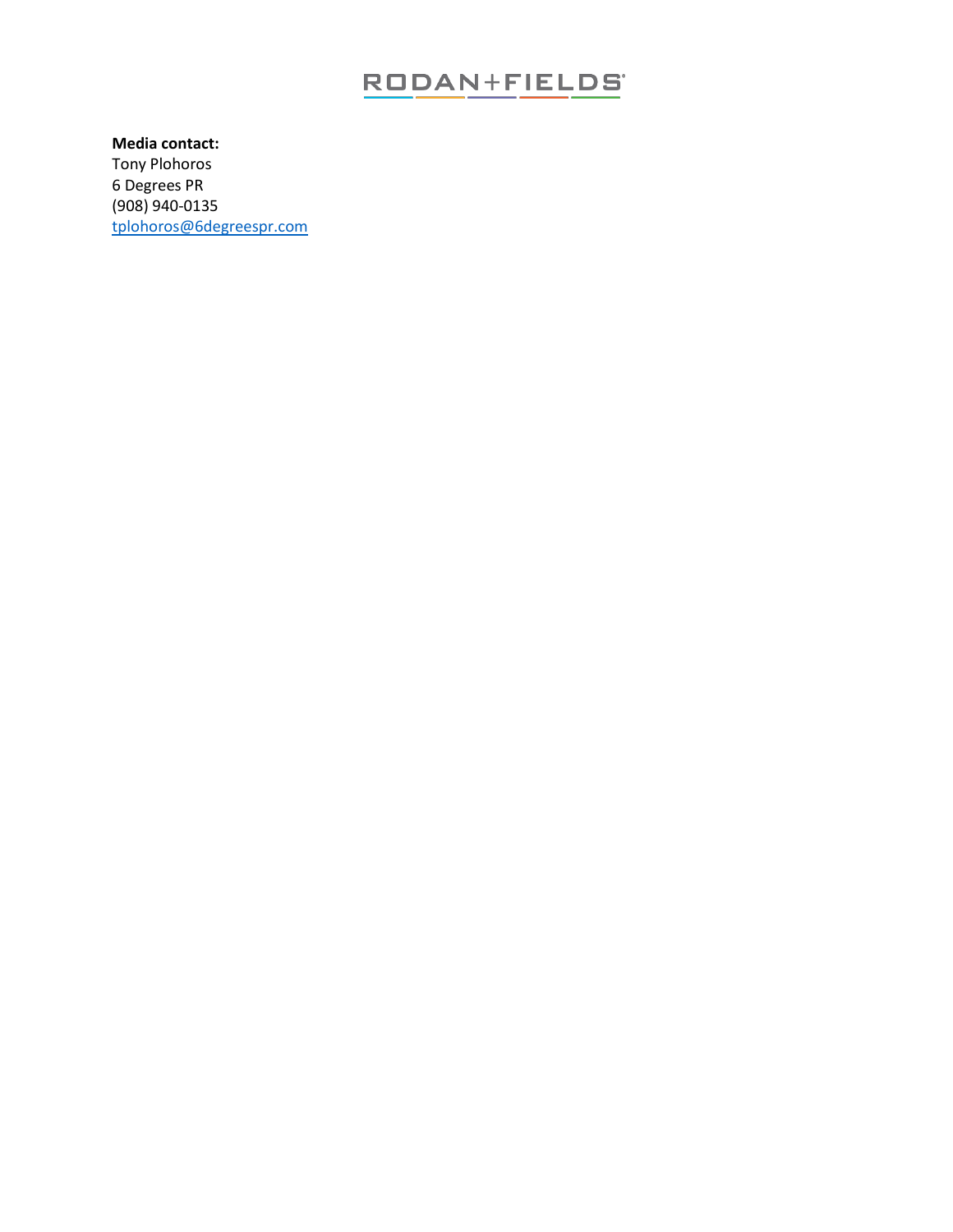RODAN+FIELDS®

**Media contact:**
Tony Plohoros
6 Degrees PR
(908) 940-0135
tplohoros@6degreespr.com